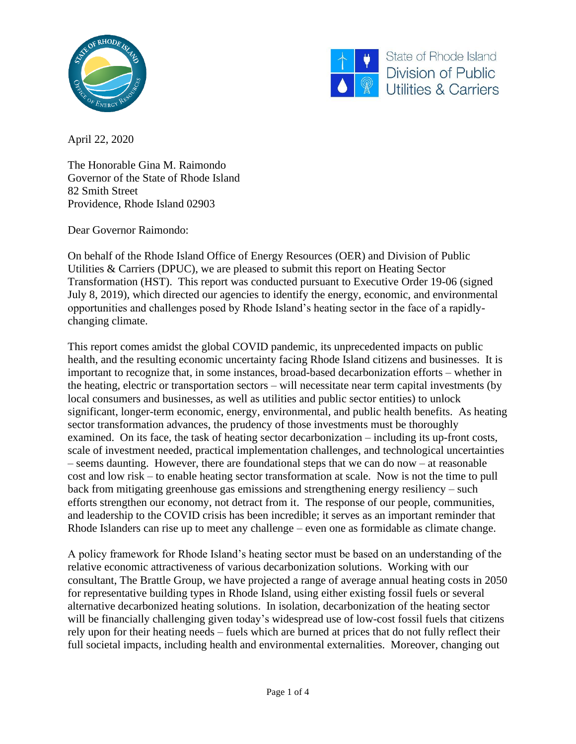State of Rhode Island Division of Public Utilities & Carriers

April 22, 2020

The Honorable Gina M. Raimondo
Governor of the State of Rhode Island
82 Smith Street
Providence, Rhode Island 02903

Dear Governor Raimondo:

On behalf of the Rhode Island Office of Energy Resources (OER) and Division of Public Utilities & Carriers (DPUC), we are pleased to submit this report on Heating Sector Transformation (HST). This report was conducted pursuant to Executive Order 19-06 (signed July 8, 2019), which directed our agencies to identify the energy, economic, and environmental opportunities and challenges posed by Rhode Island's heating sector in the face of a rapidly-changing climate.

This report comes amidst the global COVID pandemic, its unprecedented impacts on public health, and the resulting economic uncertainty facing Rhode Island citizens and businesses. It is important to recognize that, in some instances, broad-based decarbonization efforts – whether in the heating, electric or transportation sectors – will necessitate near term capital investments (by local consumers and businesses, as well as utilities and public sector entities) to unlock significant, longer-term economic, energy, environmental, and public health benefits. As heating sector transformation advances, the prudency of those investments must be thoroughly examined. On its face, the task of heating sector decarbonization – including its up-front costs, scale of investment needed, practical implementation challenges, and technological uncertainties – seems daunting. However, there are foundational steps that we can do now – at reasonable cost and low risk – to enable heating sector transformation at scale. Now is not the time to pull back from mitigating greenhouse gas emissions and strengthening energy resiliency – such efforts strengthen our economy, not detract from it. The response of our people, communities, and leadership to the COVID crisis has been incredible; it serves as an important reminder that Rhode Islanders can rise up to meet any challenge – even one as formidable as climate change.

A policy framework for Rhode Island's heating sector must be based on an understanding of the relative economic attractiveness of various decarbonization solutions. Working with our consultant, The Brattle Group, we have projected a range of average annual heating costs in 2050 for representative building types in Rhode Island, using either existing fossil fuels or several alternative decarbonized heating solutions. In isolation, decarbonization of the heating sector will be financially challenging given today's widespread use of low-cost fossil fuels that citizens rely upon for their heating needs – fuels which are burned at prices that do not fully reflect their full societal impacts, including health and environmental externalities. Moreover, changing out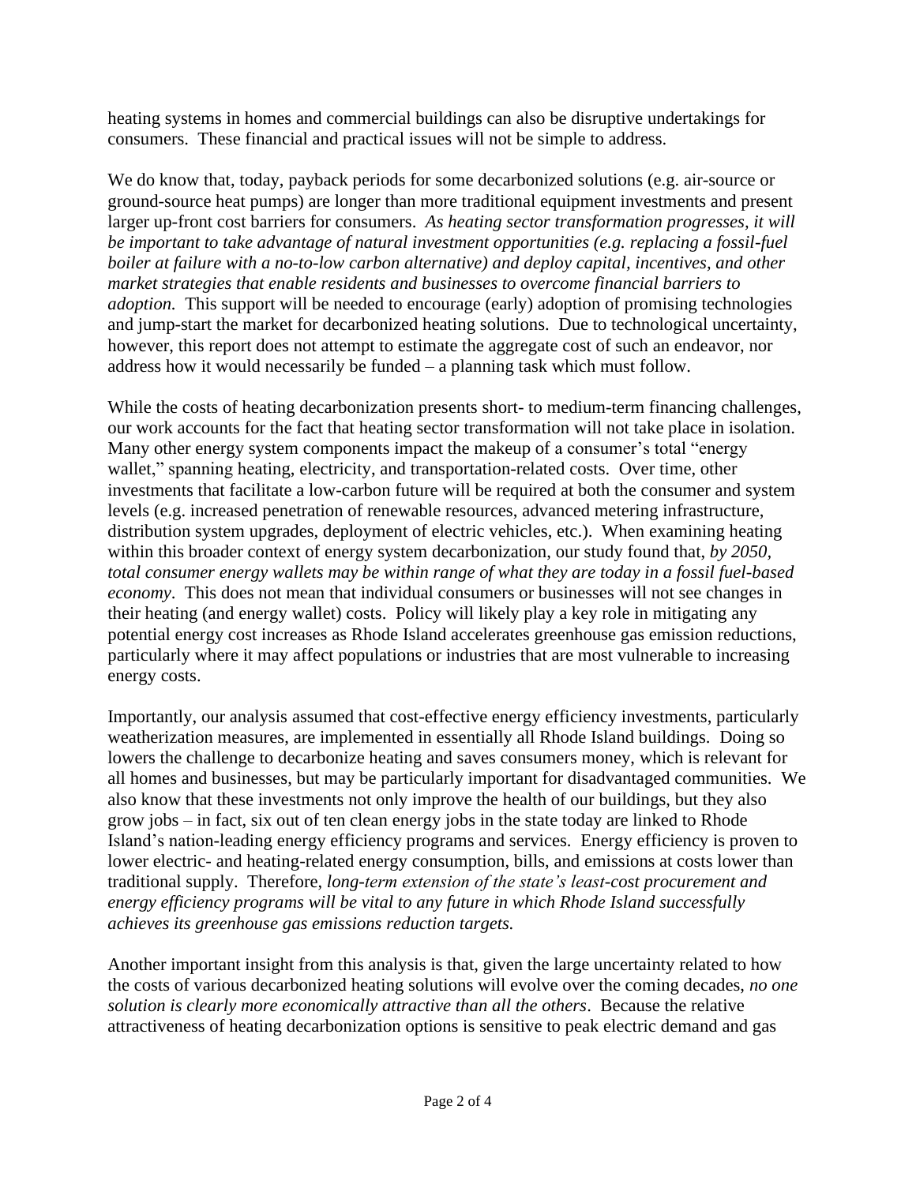heating systems in homes and commercial buildings can also be disruptive undertakings for consumers. These financial and practical issues will not be simple to address.

We do know that, today, payback periods for some decarbonized solutions (e.g. air-source or ground-source heat pumps) are longer than more traditional equipment investments and present larger up-front cost barriers for consumers. *As heating sector transformation progresses, it will be important to take advantage of natural investment opportunities (e.g. replacing a fossil-fuel boiler at failure with a no-to-low carbon alternative) and deploy capital, incentives, and other market strategies that enable residents and businesses to overcome financial barriers to adoption.* This support will be needed to encourage (early) adoption of promising technologies and jump-start the market for decarbonized heating solutions. Due to technological uncertainty, however, this report does not attempt to estimate the aggregate cost of such an endeavor, nor address how it would necessarily be funded – a planning task which must follow.

While the costs of heating decarbonization presents short- to medium-term financing challenges, our work accounts for the fact that heating sector transformation will not take place in isolation. Many other energy system components impact the makeup of a consumer's total "energy wallet," spanning heating, electricity, and transportation-related costs. Over time, other investments that facilitate a low-carbon future will be required at both the consumer and system levels (e.g. increased penetration of renewable resources, advanced metering infrastructure, distribution system upgrades, deployment of electric vehicles, etc.). When examining heating within this broader context of energy system decarbonization, our study found that, *by 2050, total consumer energy wallets may be within range of what they are today in a fossil fuel-based economy*. This does not mean that individual consumers or businesses will not see changes in their heating (and energy wallet) costs. Policy will likely play a key role in mitigating any potential energy cost increases as Rhode Island accelerates greenhouse gas emission reductions, particularly where it may affect populations or industries that are most vulnerable to increasing energy costs.

Importantly, our analysis assumed that cost-effective energy efficiency investments, particularly weatherization measures, are implemented in essentially all Rhode Island buildings. Doing so lowers the challenge to decarbonize heating and saves consumers money, which is relevant for all homes and businesses, but may be particularly important for disadvantaged communities. We also know that these investments not only improve the health of our buildings, but they also grow jobs – in fact, six out of ten clean energy jobs in the state today are linked to Rhode Island's nation-leading energy efficiency programs and services. Energy efficiency is proven to lower electric- and heating-related energy consumption, bills, and emissions at costs lower than traditional supply. Therefore, *long-term extension of the state's least-cost procurement and energy efficiency programs will be vital to any future in which Rhode Island successfully achieves its greenhouse gas emissions reduction targets.*

Another important insight from this analysis is that, given the large uncertainty related to how the costs of various decarbonized heating solutions will evolve over the coming decades, *no one solution is clearly more economically attractive than all the others*. Because the relative attractiveness of heating decarbonization options is sensitive to peak electric demand and gas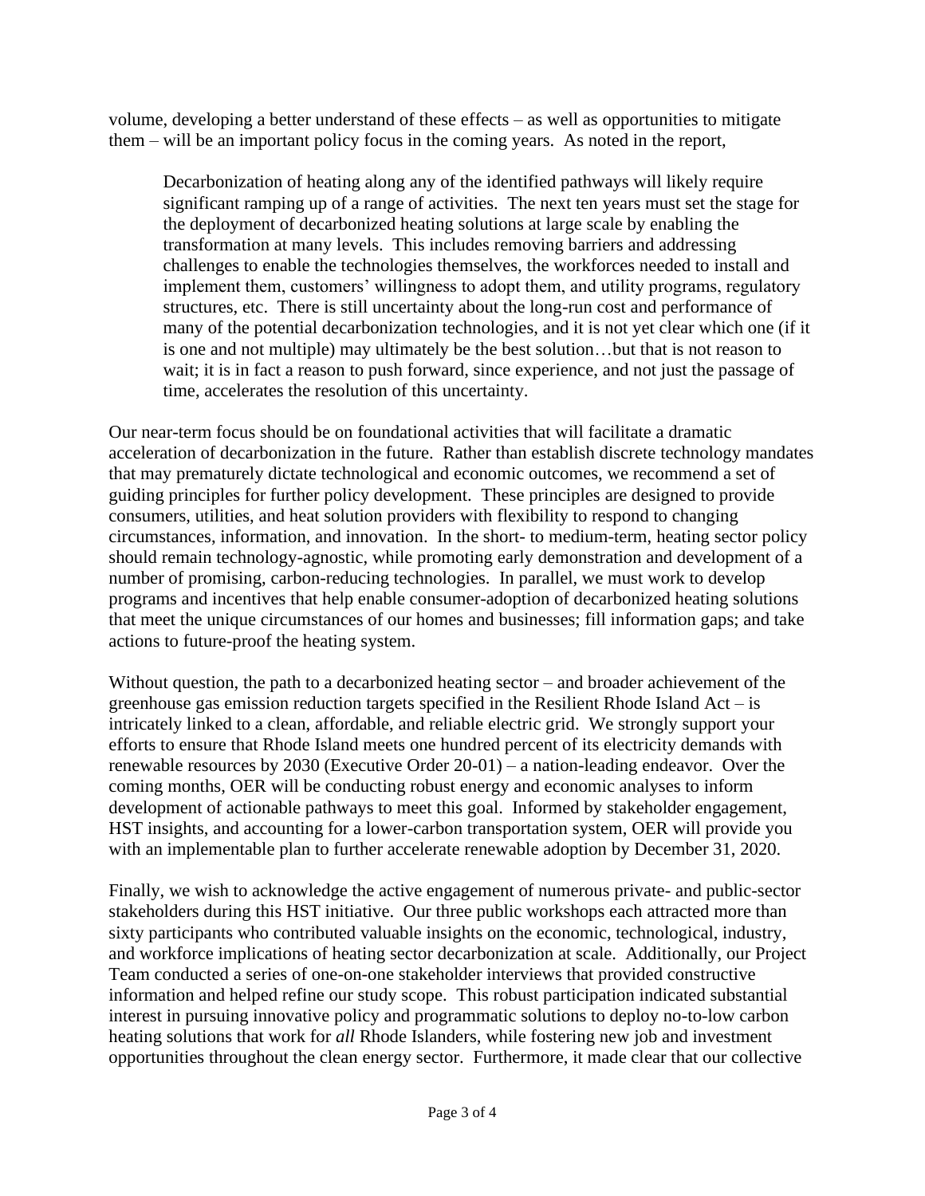volume, developing a better understand of these effects – as well as opportunities to mitigate them – will be an important policy focus in the coming years. As noted in the report,

> Decarbonization of heating along any of the identified pathways will likely require significant ramping up of a range of activities. The next ten years must set the stage for the deployment of decarbonized heating solutions at large scale by enabling the transformation at many levels. This includes removing barriers and addressing challenges to enable the technologies themselves, the workforces needed to install and implement them, customers' willingness to adopt them, and utility programs, regulatory structures, etc. There is still uncertainty about the long-run cost and performance of many of the potential decarbonization technologies, and it is not yet clear which one (if it is one and not multiple) may ultimately be the best solution…but that is not reason to wait; it is in fact a reason to push forward, since experience, and not just the passage of time, accelerates the resolution of this uncertainty.

Our near-term focus should be on foundational activities that will facilitate a dramatic acceleration of decarbonization in the future. Rather than establish discrete technology mandates that may prematurely dictate technological and economic outcomes, we recommend a set of guiding principles for further policy development. These principles are designed to provide consumers, utilities, and heat solution providers with flexibility to respond to changing circumstances, information, and innovation. In the short- to medium-term, heating sector policy should remain technology-agnostic, while promoting early demonstration and development of a number of promising, carbon-reducing technologies. In parallel, we must work to develop programs and incentives that help enable consumer-adoption of decarbonized heating solutions that meet the unique circumstances of our homes and businesses; fill information gaps; and take actions to future-proof the heating system.

Without question, the path to a decarbonized heating sector – and broader achievement of the greenhouse gas emission reduction targets specified in the Resilient Rhode Island Act – is intricately linked to a clean, affordable, and reliable electric grid. We strongly support your efforts to ensure that Rhode Island meets one hundred percent of its electricity demands with renewable resources by 2030 (Executive Order 20-01) – a nation-leading endeavor. Over the coming months, OER will be conducting robust energy and economic analyses to inform development of actionable pathways to meet this goal. Informed by stakeholder engagement, HST insights, and accounting for a lower-carbon transportation system, OER will provide you with an implementable plan to further accelerate renewable adoption by December 31, 2020.

Finally, we wish to acknowledge the active engagement of numerous private- and public-sector stakeholders during this HST initiative. Our three public workshops each attracted more than sixty participants who contributed valuable insights on the economic, technological, industry, and workforce implications of heating sector decarbonization at scale. Additionally, our Project Team conducted a series of one-on-one stakeholder interviews that provided constructive information and helped refine our study scope. This robust participation indicated substantial interest in pursuing innovative policy and programmatic solutions to deploy no-to-low carbon heating solutions that work for *all* Rhode Islanders, while fostering new job and investment opportunities throughout the clean energy sector. Furthermore, it made clear that our collective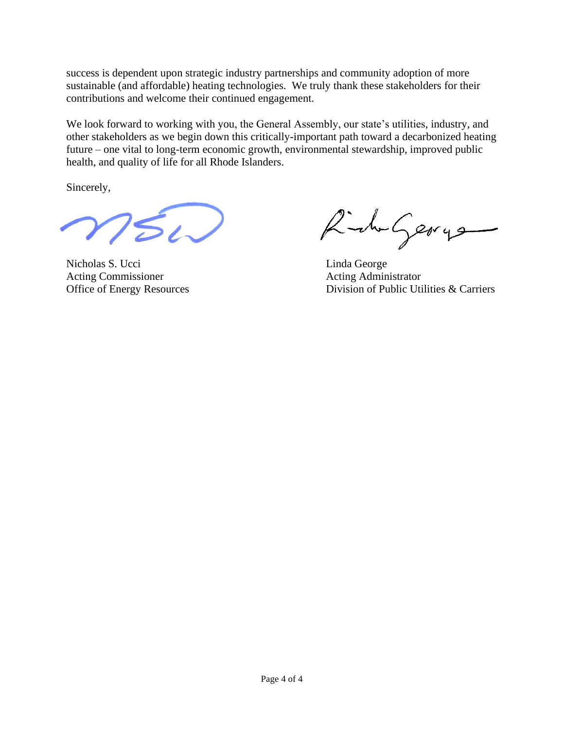success is dependent upon strategic industry partnerships and community adoption of more sustainable (and affordable) heating technologies. We truly thank these stakeholders for their contributions and welcome their continued engagement.

We look forward to working with you, the General Assembly, our state's utilities, industry, and other stakeholders as we begin down this critically-important path toward a decarbonized heating future – one vital to long-term economic growth, environmental stewardship, improved public health, and quality of life for all Rhode Islanders.

Sincerely,

Nicholas S. Ucci
Acting Commissioner
Office of Energy Resources

Linda George
Acting Administrator
Division of Public Utilities & Carriers